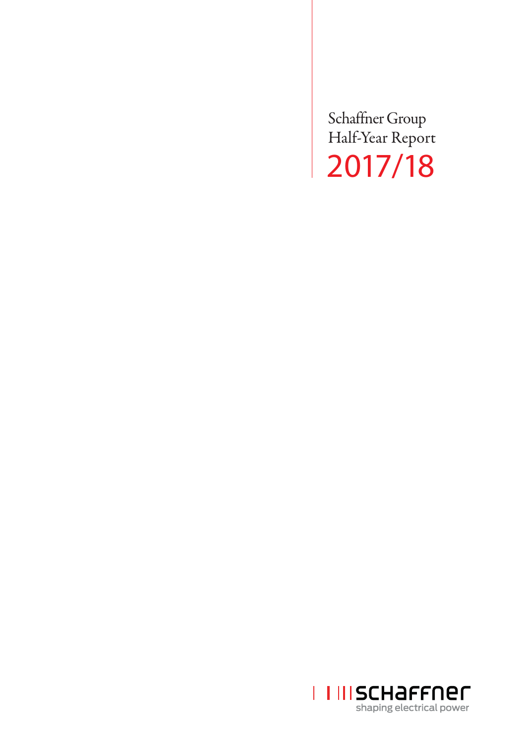# Schaffner Group Half-Year Report 2017/18

schaffner

shaping electrical power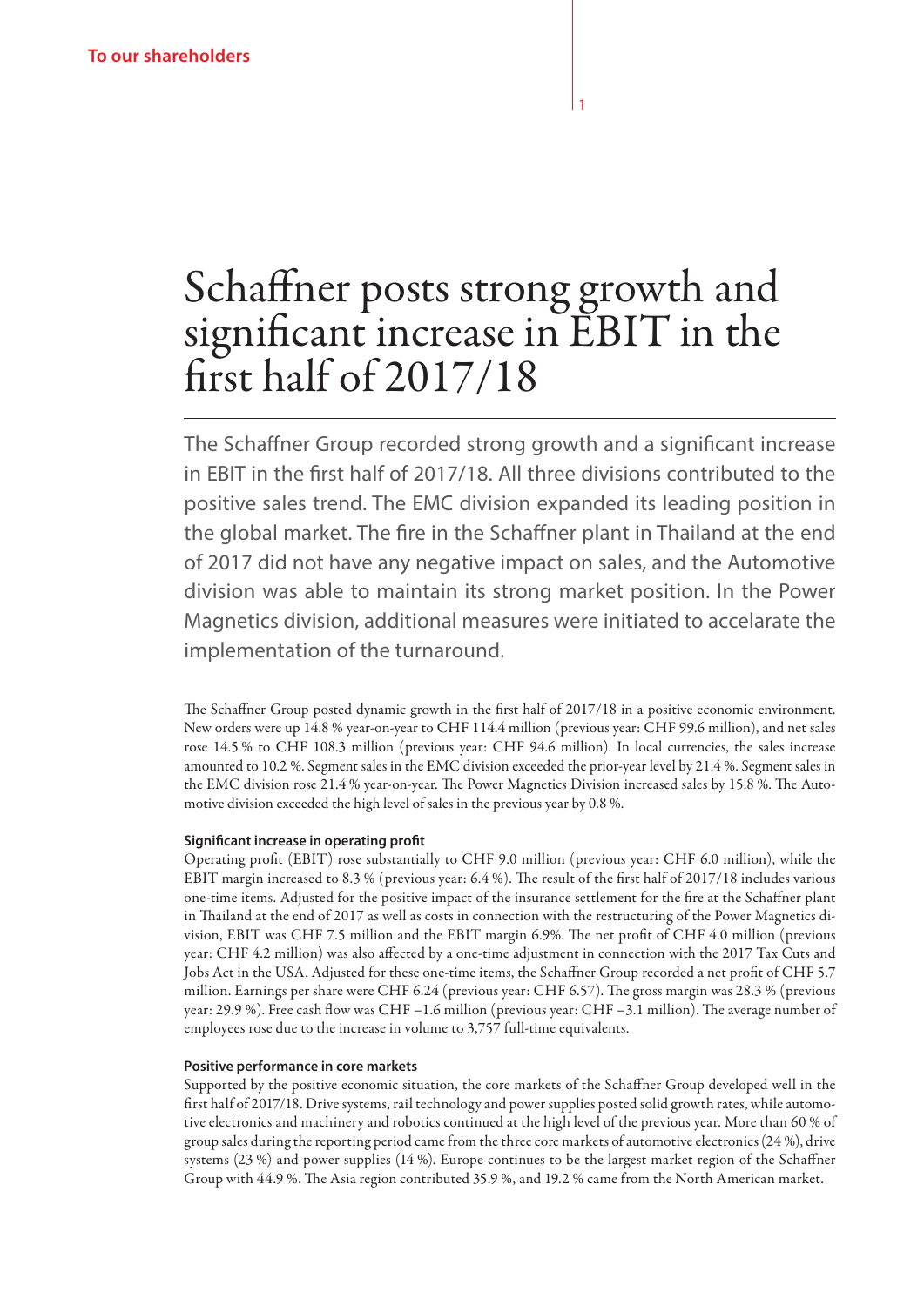# Schaffner posts strong growth and significant increase in EBIT in the first half of 2017/18

The Schaffner Group recorded strong growth and a significant increase in EBIT in the first half of 2017/18. All three divisions contributed to the positive sales trend. The EMC division expanded its leading position in the global market. The fire in the Schaffner plant in Thailand at the end of 2017 did not have any negative impact on sales, and the Automotive division was able to maintain its strong market position. In the Power Magnetics division, additional measures were initiated to accelarate the implementation of the turnaround.

The Schaffner Group posted dynamic growth in the first half of 2017/18 in a positive economic environment. New orders were up 14.8 % year-on-year to CHF 114.4 million (previous year: CHF 99.6 million), and net sales rose 14.5 % to CHF 108.3 million (previous year: CHF 94.6 million). In local currencies, the sales increase amounted to 10.2 %. Segment sales in the EMC division exceeded the prior-year level by 21.4 %. Segment sales in the EMC division rose 21.4 % year-on-year. The Power Magnetics Division increased sales by 15.8 %. The Automotive division exceeded the high level of sales in the previous year by 0.8 %.

**Significant increase in operating profit**

Operating profit (EBIT) rose substantially to CHF 9.0 million (previous year: CHF 6.0 million), while the EBIT margin increased to 8.3 % (previous year: 6.4 %). The result of the first half of 2017/18 includes various one-time items. Adjusted for the positive impact of the insurance settlement for the fire at the Schaffner plant in Thailand at the end of 2017 as well as costs in connection with the restructuring of the Power Magnetics division, EBIT was CHF 7.5 million and the EBIT margin 6.9%. The net profit of CHF 4.0 million (previous year: CHF 4.2 million) was also affected by a one-time adjustment in connection with the 2017 Tax Cuts and Jobs Act in the USA. Adjusted for these one-time items, the Schaffner Group recorded a net profit of CHF 5.7 million. Earnings per share were CHF 6.24 (previous year: CHF 6.57). The gross margin was 28.3 % (previous year: 29.9 %). Free cash flow was CHF –1.6 million (previous year: CHF –3.1 million). The average number of employees rose due to the increase in volume to 3,757 full-time equivalents.

**Positive performance in core markets**

Supported by the positive economic situation, the core markets of the Schaffner Group developed well in the first half of 2017/18. Drive systems, rail technology and power supplies posted solid growth rates, while automotive electronics and machinery and robotics continued at the high level of the previous year. More than 60 % of group sales during the reporting period came from the three core markets of automotive electronics (24 %), drive systems (23 %) and power supplies (14 %). Europe continues to be the largest market region of the Schaffner Group with 44.9 %. The Asia region contributed 35.9 %, and 19.2 % came from the North American market.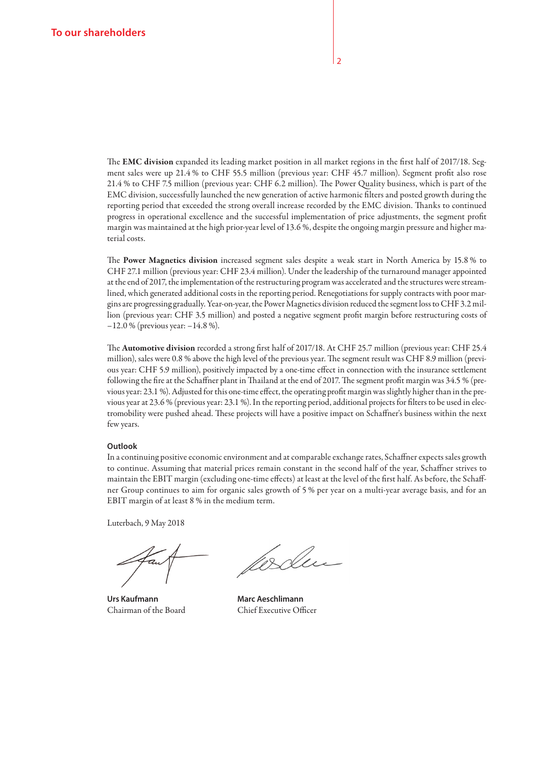The **EMC division** expanded its leading market position in all market regions in the first half of 2017/18. Segment sales were up 21.4 % to CHF 55.5 million (previous year: CHF 45.7 million). Segment profit also rose 21.4 % to CHF 7.5 million (previous year: CHF 6.2 million). The Power Quality business, which is part of the EMC division, successfully launched the new generation of active harmonic filters and posted growth during the reporting period that exceeded the strong overall increase recorded by the EMC division. Thanks to continued progress in operational excellence and the successful implementation of price adjustments, the segment profit margin was maintained at the high prior-year level of 13.6 %, despite the ongoing margin pressure and higher material costs.

The **Power Magnetics division** increased segment sales despite a weak start in North America by 15.8 % to CHF 27.1 million (previous year: CHF 23.4 million). Under the leadership of the turnaround manager appointed at the end of 2017, the implementation of the restructuring program was accelerated and the structures were streamlined, which generated additional costs in the reporting period. Renegotiations for supply contracts with poor margins are progressing gradually. Year-on-year, the Power Magnetics division reduced the segment loss to CHF 3.2 million (previous year: CHF 3.5 million) and posted a negative segment profit margin before restructuring costs of –12.0 % (previous year: –14.8 %).

The **Automotive division** recorded a strong first half of 2017/18. At CHF 25.7 million (previous year: CHF 25.4 million), sales were 0.8 % above the high level of the previous year. The segment result was CHF 8.9 million (previous year: CHF 5.9 million), positively impacted by a one-time effect in connection with the insurance settlement following the fire at the Schaffner plant in Thailand at the end of 2017. The segment profit margin was 34.5 % (previous year: 23.1 %). Adjusted for this one-time effect, the operating profit margin was slightly higher than in the previous year at 23.6 % (previous year: 23.1 %). In the reporting period, additional projects for filters to be used in electromobility were pushed ahead. These projects will have a positive impact on Schaffner's business within the next few years.

**Outlook**

In a continuing positive economic environment and at comparable exchange rates, Schaffner expects sales growth to continue. Assuming that material prices remain constant in the second half of the year, Schaffner strives to maintain the EBIT margin (excluding one-time effects) at least at the level of the first half. As before, the Schaffner Group continues to aim for organic sales growth of 5 % per year on a multi-year average basis, and for an EBIT margin of at least 8 % in the medium term.

Luterbach, 9 May 2018

**Urs Kaufmann**
Chairman of the Board

**Marc Aeschlimann**
Chief Executive Officer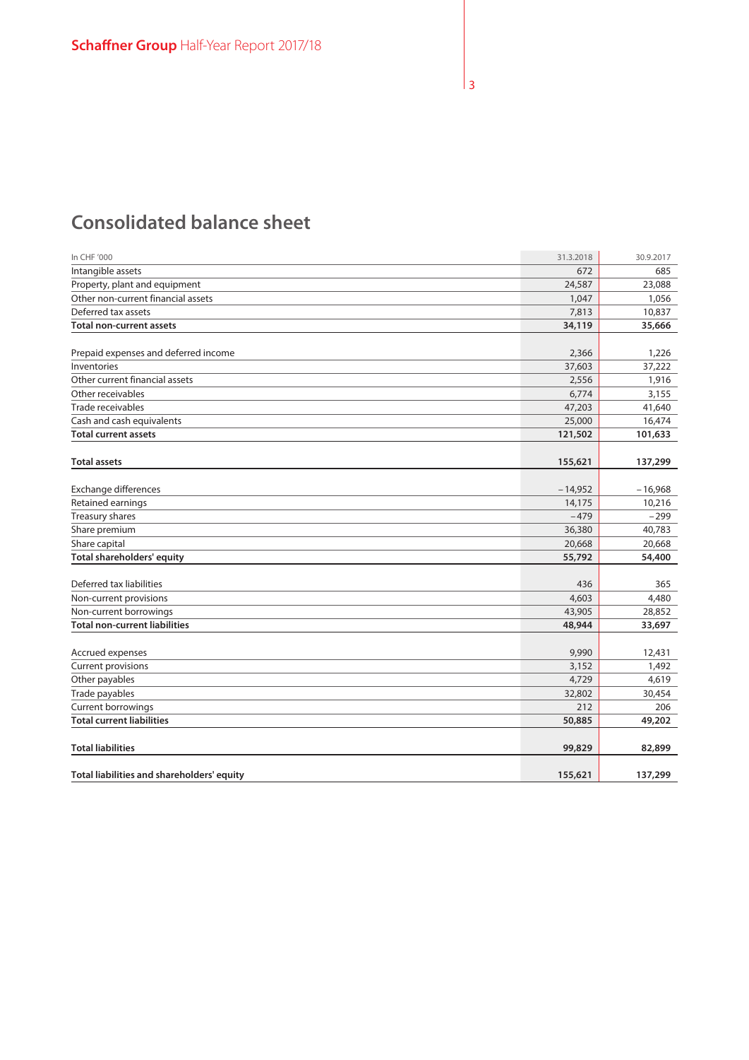# Consolidated balance sheet

| In CHF '000 | 31.3.2018 | 30.9.2017 |
|---|---|---|
| Intangible assets | 672 | 685 |
| Property, plant and equipment | 24,587 | 23,088 |
| Other non-current financial assets | 1,047 | 1,056 |
| Deferred tax assets | 7,813 | 10,837 |
| **Total non-current assets** | **34,119** | **35,666** |
| | | |
| Prepaid expenses and deferred income | 2,366 | 1,226 |
| Inventories | 37,603 | 37,222 |
| Other current financial assets | 2,556 | 1,916 |
| Other receivables | 6,774 | 3,155 |
| Trade receivables | 47,203 | 41,640 |
| Cash and cash equivalents | 25,000 | 16,474 |
| **Total current assets** | **121,502** | **101,633** |
| | | |
| **Total assets** | **155,621** | **137,299** |
| | | |
| Exchange differences | – 14,952 | – 16,968 |
| Retained earnings | 14,175 | 10,216 |
| Treasury shares | – 479 | – 299 |
| Share premium | 36,380 | 40,783 |
| Share capital | 20,668 | 20,668 |
| **Total shareholders' equity** | **55,792** | **54,400** |
| | | |
| Deferred tax liabilities | 436 | 365 |
| Non-current provisions | 4,603 | 4,480 |
| Non-current borrowings | 43,905 | 28,852 |
| **Total non-current liabilities** | **48,944** | **33,697** |
| | | |
| Accrued expenses | 9,990 | 12,431 |
| Current provisions | 3,152 | 1,492 |
| Other payables | 4,729 | 4,619 |
| Trade payables | 32,802 | 30,454 |
| Current borrowings | 212 | 206 |
| **Total current liabilities** | **50,885** | **49,202** |
| | | |
| **Total liabilities** | **99,829** | **82,899** |
| | | |
| **Total liabilities and shareholders' equity** | **155,621** | **137,299** |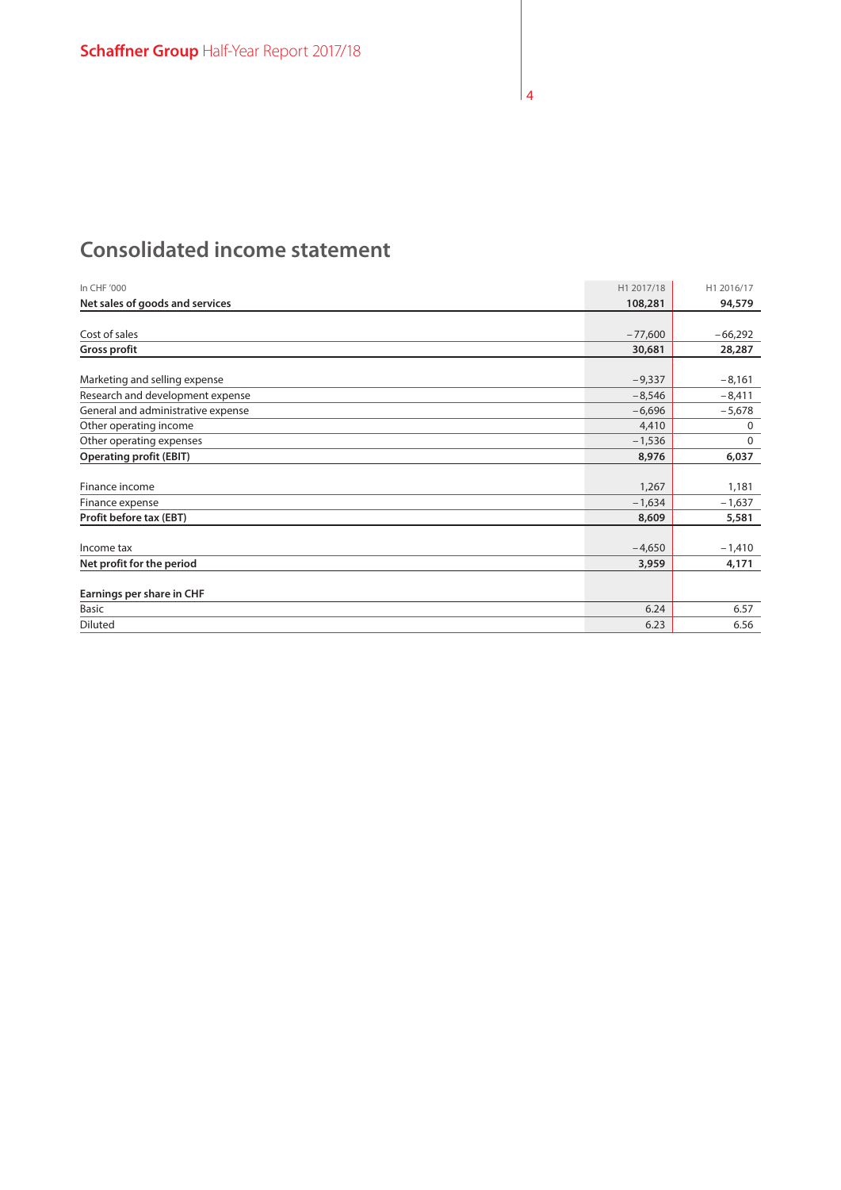# Consolidated income statement

| In CHF '000 | H1 2017/18 | H1 2016/17 |
|---|---|---|
| **Net sales of goods and services** | **108,281** | **94,579** |
| | | |
| Cost of sales | −77,600 | −66,292 |
| **Gross profit** | **30,681** | **28,287** |
| | | |
| Marketing and selling expense | −9,337 | −8,161 |
| Research and development expense | −8,546 | −8,411 |
| General and administrative expense | −6,696 | −5,678 |
| Other operating income | 4,410 | 0 |
| Other operating expenses | −1,536 | 0 |
| **Operating profit (EBIT)** | **8,976** | **6,037** |
| | | |
| Finance income | 1,267 | 1,181 |
| Finance expense | −1,634 | −1,637 |
| **Profit before tax (EBT)** | **8,609** | **5,581** |
| | | |
| Income tax | −4,650 | −1,410 |
| **Net profit for the period** | **3,959** | **4,171** |
| | | |
| **Earnings per share in CHF** | | |
| Basic | 6.24 | 6.57 |
| Diluted | 6.23 | 6.56 |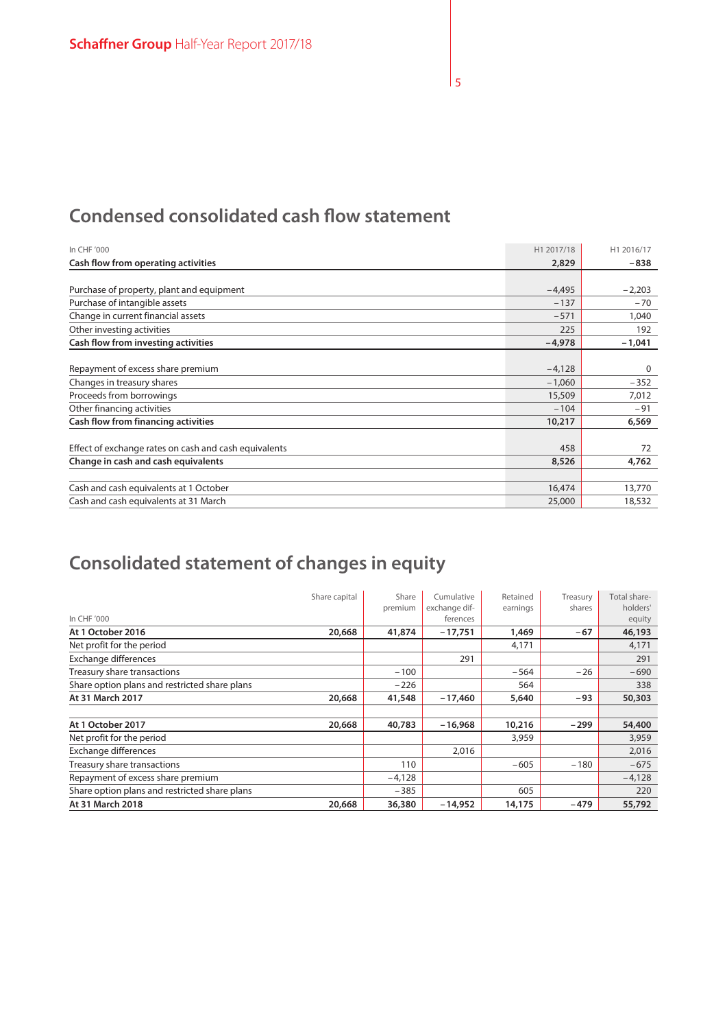## Condensed consolidated cash flow statement

| In CHF '000 | H1 2017/18 | H1 2016/17 |
|---|---|---|
| **Cash flow from operating activities** | **2,829** | **–838** |
| | | |
| Purchase of property, plant and equipment | –4,495 | –2,203 |
| Purchase of intangible assets | –137 | –70 |
| Change in current financial assets | –571 | 1,040 |
| Other investing activities | 225 | 192 |
| **Cash flow from investing activities** | **–4,978** | **–1,041** |
| | | |
| Repayment of excess share premium | –4,128 | 0 |
| Changes in treasury shares | –1,060 | –352 |
| Proceeds from borrowings | 15,509 | 7,012 |
| Other financing activities | –104 | –91 |
| **Cash flow from financing activities** | **10,217** | **6,569** |
| | | |
| Effect of exchange rates on cash and cash equivalents | 458 | 72 |
| **Change in cash and cash equivalents** | **8,526** | **4,762** |
| | | |
| Cash and cash equivalents at 1 October | 16,474 | 13,770 |
| Cash and cash equivalents at 31 March | 25,000 | 18,532 |

## Consolidated statement of changes in equity

| In CHF '000 | Share capital | Share premium | Cumulative exchange differences | Retained earnings | Treasury shares | Total shareholders' equity |
|---|---|---|---|---|---|---|
| **At 1 October 2016** | **20,668** | **41,874** | **–17,751** | **1,469** | **–67** | **46,193** |
| Net profit for the period | | | | 4,171 | | 4,171 |
| Exchange differences | | | 291 | | | 291 |
| Treasury share transactions | | –100 | | –564 | –26 | –690 |
| Share option plans and restricted share plans | | –226 | | 564 | | 338 |
| **At 31 March 2017** | **20,668** | **41,548** | **–17,460** | **5,640** | **–93** | **50,303** |
| | | | | | | |
| **At 1 October 2017** | **20,668** | **40,783** | **–16,968** | **10,216** | **–299** | **54,400** |
| Net profit for the period | | | | 3,959 | | 3,959 |
| Exchange differences | | | 2,016 | | | 2,016 |
| Treasury share transactions | | 110 | | –605 | –180 | –675 |
| Repayment of excess share premium | | –4,128 | | | | –4,128 |
| Share option plans and restricted share plans | | –385 | | 605 | | 220 |
| **At 31 March 2018** | **20,668** | **36,380** | **–14,952** | **14,175** | **–479** | **55,792** |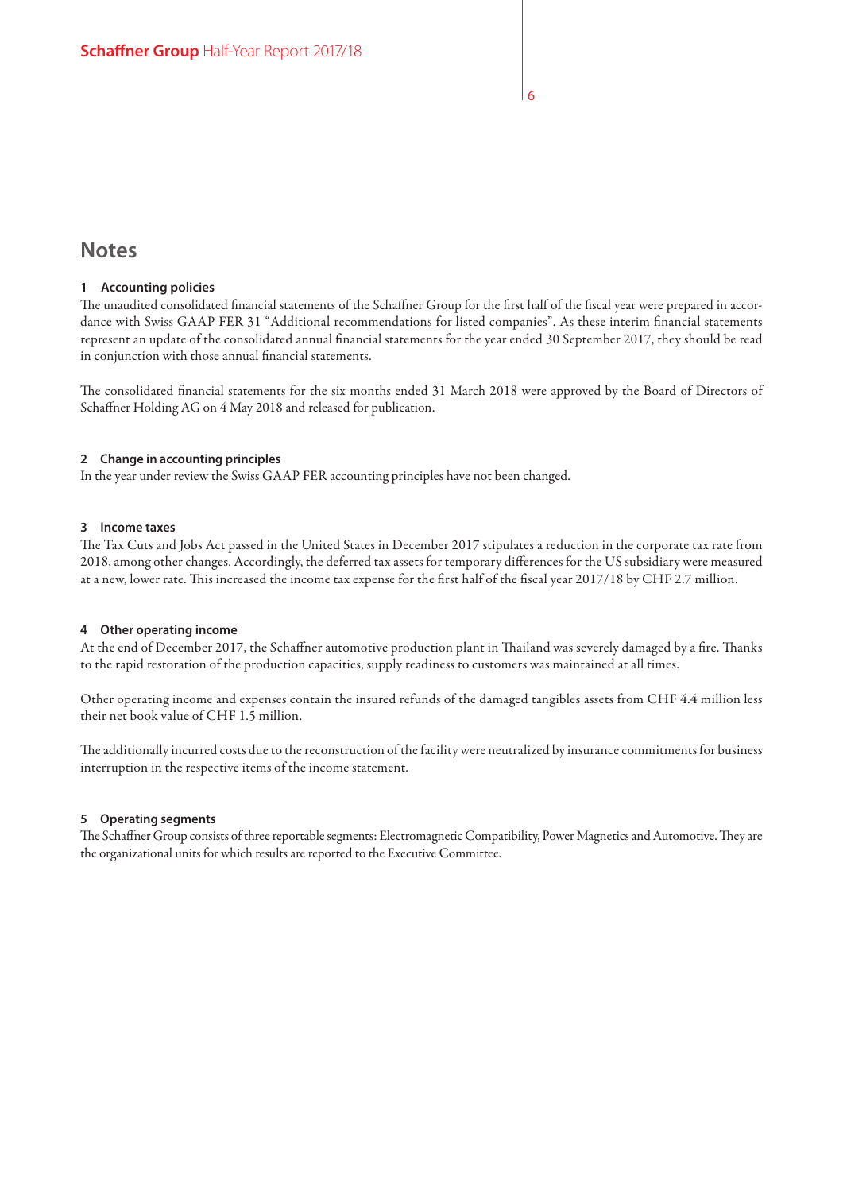# Notes

### 1 Accounting policies

The unaudited consolidated financial statements of the Schaffner Group for the first half of the fiscal year were prepared in accordance with Swiss GAAP FER 31 "Additional recommendations for listed companies". As these interim financial statements represent an update of the consolidated annual financial statements for the year ended 30 September 2017, they should be read in conjunction with those annual financial statements.

The consolidated financial statements for the six months ended 31 March 2018 were approved by the Board of Directors of Schaffner Holding AG on 4 May 2018 and released for publication.

### 2 Change in accounting principles

In the year under review the Swiss GAAP FER accounting principles have not been changed.

### 3 Income taxes

The Tax Cuts and Jobs Act passed in the United States in December 2017 stipulates a reduction in the corporate tax rate from 2018, among other changes. Accordingly, the deferred tax assets for temporary differences for the US subsidiary were measured at a new, lower rate. This increased the income tax expense for the first half of the fiscal year 2017/18 by CHF 2.7 million.

### 4 Other operating income

At the end of December 2017, the Schaffner automotive production plant in Thailand was severely damaged by a fire. Thanks to the rapid restoration of the production capacities, supply readiness to customers was maintained at all times.

Other operating income and expenses contain the insured refunds of the damaged tangibles assets from CHF 4.4 million less their net book value of CHF 1.5 million.

The additionally incurred costs due to the reconstruction of the facility were neutralized by insurance commitments for business interruption in the respective items of the income statement.

### 5 Operating segments

The Schaffner Group consists of three reportable segments: Electromagnetic Compatibility, Power Magnetics and Automotive. They are the organizational units for which results are reported to the Executive Committee.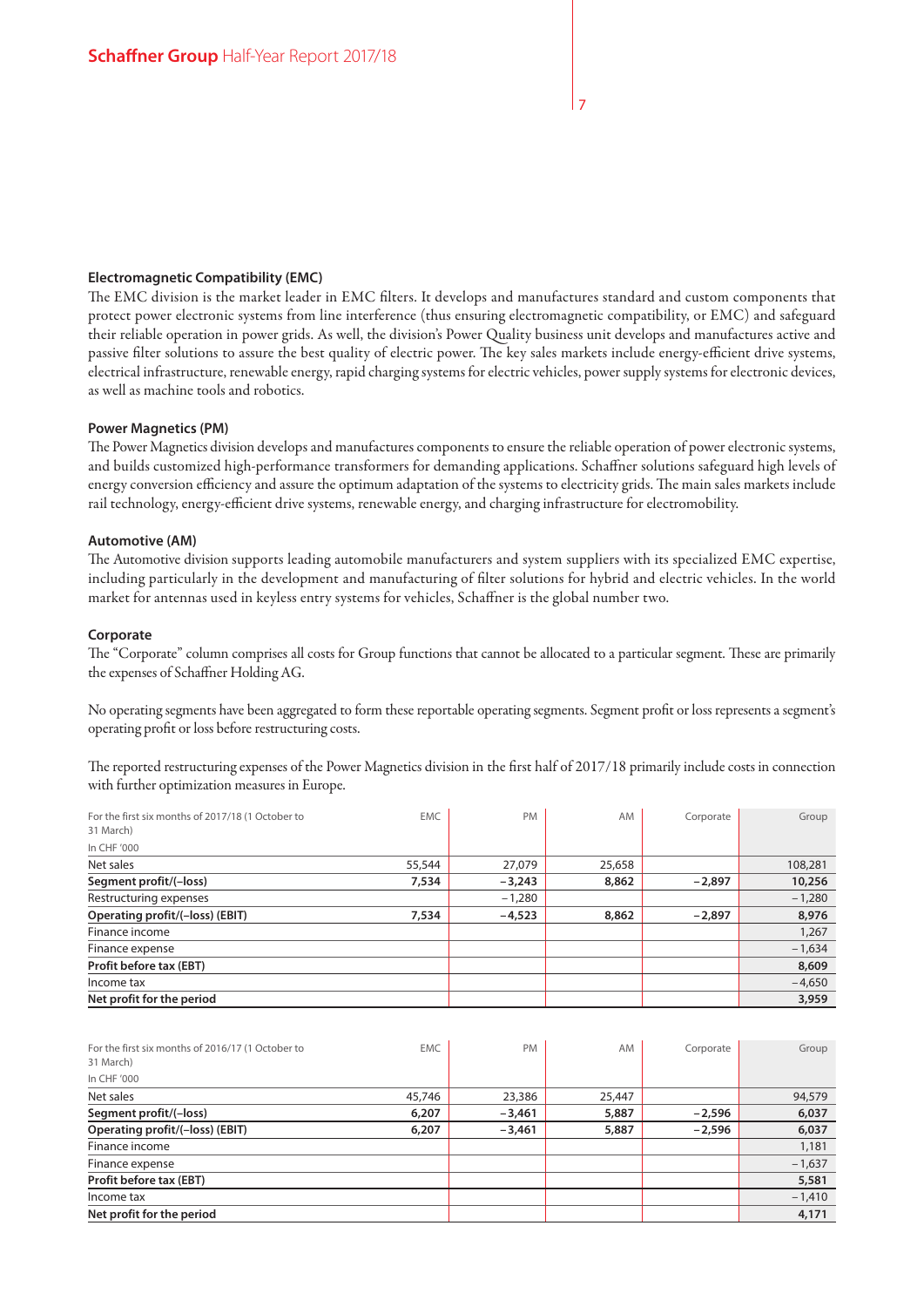#### Electromagnetic Compatibility (EMC)

The EMC division is the market leader in EMC filters. It develops and manufactures standard and custom components that protect power electronic systems from line interference (thus ensuring electromagnetic compatibility, or EMC) and safeguard their reliable operation in power grids. As well, the division's Power Quality business unit develops and manufactures active and passive filter solutions to assure the best quality of electric power. The key sales markets include energy-efficient drive systems, electrical infrastructure, renewable energy, rapid charging systems for electric vehicles, power supply systems for electronic devices, as well as machine tools and robotics.

#### Power Magnetics (PM)

The Power Magnetics division develops and manufactures components to ensure the reliable operation of power electronic systems, and builds customized high-performance transformers for demanding applications. Schaffner solutions safeguard high levels of energy conversion efficiency and assure the optimum adaptation of the systems to electricity grids. The main sales markets include rail technology, energy-efficient drive systems, renewable energy, and charging infrastructure for electromobility.

#### Automotive (AM)

The Automotive division supports leading automobile manufacturers and system suppliers with its specialized EMC expertise, including particularly in the development and manufacturing of filter solutions for hybrid and electric vehicles. In the world market for antennas used in keyless entry systems for vehicles, Schaffner is the global number two.

#### Corporate

The "Corporate" column comprises all costs for Group functions that cannot be allocated to a particular segment. These are primarily the expenses of Schaffner Holding AG.

No operating segments have been aggregated to form these reportable operating segments. Segment profit or loss represents a segment's operating profit or loss before restructuring costs.

The reported restructuring expenses of the Power Magnetics division in the first half of 2017/18 primarily include costs in connection with further optimization measures in Europe.

| For the first six months of 2017/18 (1 October to 31 March)<br>In CHF '000 | EMC | PM | AM | Corporate | Group |
|---|---|---|---|---|---|
| Net sales | 55,544 | 27,079 | 25,658 | | 108,281 |
| **Segment profit/(–loss)** | **7,534** | **–3,243** | **8,862** | **–2,897** | **10,256** |
| Restructuring expenses | | –1,280 | | | –1,280 |
| **Operating profit/(–loss) (EBIT)** | **7,534** | **–4,523** | **8,862** | **–2,897** | **8,976** |
| Finance income | | | | | 1,267 |
| Finance expense | | | | | –1,634 |
| **Profit before tax (EBT)** | | | | | **8,609** |
| Income tax | | | | | –4,650 |
| **Net profit for the period** | | | | | **3,959** |

| For the first six months of 2016/17 (1 October to 31 March)<br>In CHF '000 | EMC | PM | AM | Corporate | Group |
|---|---|---|---|---|---|
| Net sales | 45,746 | 23,386 | 25,447 | | 94,579 |
| **Segment profit/(–loss)** | **6,207** | **–3,461** | **5,887** | **–2,596** | **6,037** |
| **Operating profit/(–loss) (EBIT)** | **6,207** | **–3,461** | **5,887** | **–2,596** | **6,037** |
| Finance income | | | | | 1,181 |
| Finance expense | | | | | –1,637 |
| **Profit before tax (EBT)** | | | | | **5,581** |
| Income tax | | | | | –1,410 |
| **Net profit for the period** | | | | | **4,171** |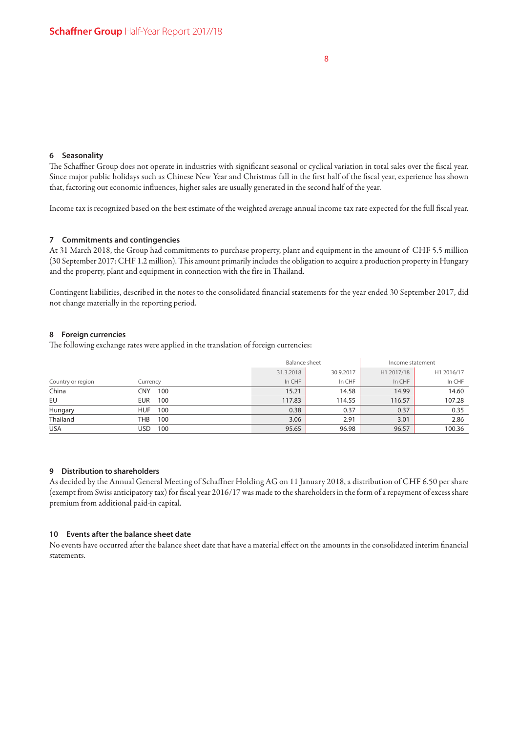## 6 Seasonality

The Schaffner Group does not operate in industries with significant seasonal or cyclical variation in total sales over the fiscal year. Since major public holidays such as Chinese New Year and Christmas fall in the first half of the fiscal year, experience has shown that, factoring out economic influences, higher sales are usually generated in the second half of the year.

Income tax is recognized based on the best estimate of the weighted average annual income tax rate expected for the full fiscal year.

## 7 Commitments and contingencies

At 31 March 2018, the Group had commitments to purchase property, plant and equipment in the amount of CHF 5.5 million (30 September 2017: CHF 1.2 million). This amount primarily includes the obligation to acquire a production property in Hungary and the property, plant and equipment in connection with the fire in Thailand.

Contingent liabilities, described in the notes to the consolidated financial statements for the year ended 30 September 2017, did not change materially in the reporting period.

## 8 Foreign currencies

The following exchange rates were applied in the translation of foreign currencies:

| | | | Balance sheet | | Income statement | |
|---|---|---|---|---|---|---|
| | | | 31.3.2018 | 30.9.2017 | H1 2017/18 | H1 2016/17 |
| Country or region | Currency | | In CHF | In CHF | In CHF | In CHF |
| China | CNY | 100 | 15.21 | 14.58 | 14.99 | 14.60 |
| EU | EUR | 100 | 117.83 | 114.55 | 116.57 | 107.28 |
| Hungary | HUF | 100 | 0.38 | 0.37 | 0.37 | 0.35 |
| Thailand | THB | 100 | 3.06 | 2.91 | 3.01 | 2.86 |
| USA | USD | 100 | 95.65 | 96.98 | 96.57 | 100.36 |

## 9 Distribution to shareholders

As decided by the Annual General Meeting of Schaffner Holding AG on 11 January 2018, a distribution of CHF 6.50 per share (exempt from Swiss anticipatory tax) for fiscal year 2016/17 was made to the shareholders in the form of a repayment of excess share premium from additional paid-in capital.

## 10 Events after the balance sheet date

No events have occurred after the balance sheet date that have a material effect on the amounts in the consolidated interim financial statements.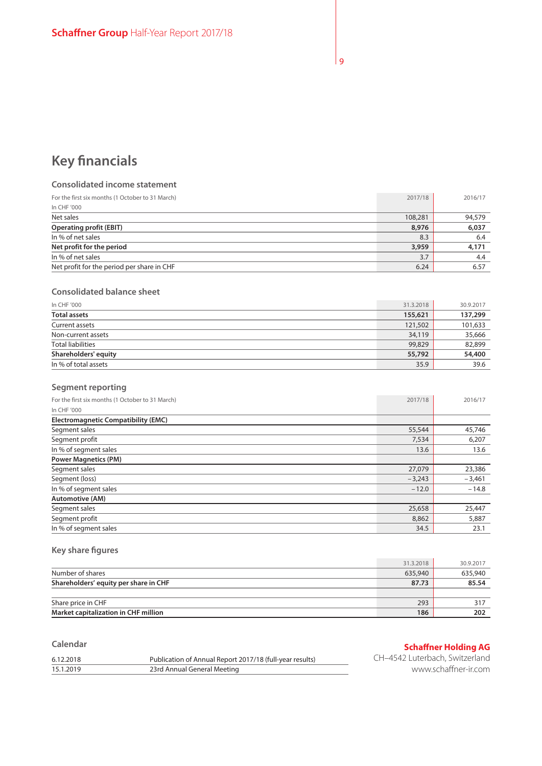# Key financials

## Consolidated income statement

| For the first six months (1 October to 31 March)<br>In CHF '000 | 2017/18 | 2016/17 |
|---|---|---|
| Net sales | 108,281 | 94,579 |
| **Operating profit (EBIT)** | **8,976** | **6,037** |
| In % of net sales | 8.3 | 6.4 |
| **Net profit for the period** | **3,959** | **4,171** |
| In % of net sales | 3.7 | 4.4 |
| Net profit for the period per share in CHF | 6.24 | 6.57 |

## Consolidated balance sheet

| In CHF '000 | 31.3.2018 | 30.9.2017 |
|---|---|---|
| **Total assets** | **155,621** | **137,299** |
| Current assets | 121,502 | 101,633 |
| Non-current assets | 34,119 | 35,666 |
| Total liabilities | 99,829 | 82,899 |
| **Shareholders' equity** | **55,792** | **54,400** |
| In % of total assets | 35.9 | 39.6 |

## Segment reporting

| For the first six months (1 October to 31 March)<br>In CHF '000 | 2017/18 | 2016/17 |
|---|---|---|
| **Electromagnetic Compatibility (EMC)** | | |
| Segment sales | 55,544 | 45,746 |
| Segment profit | 7,534 | 6,207 |
| In % of segment sales | 13.6 | 13.6 |
| **Power Magnetics (PM)** | | |
| Segment sales | 27,079 | 23,386 |
| Segment (loss) | –3,243 | –3,461 |
| In % of segment sales | –12.0 | –14.8 |
| **Automotive (AM)** | | |
| Segment sales | 25,658 | 25,447 |
| Segment profit | 8,862 | 5,887 |
| In % of segment sales | 34.5 | 23.1 |

## Key share figures

| | 31.3.2018 | 30.9.2017 |
|---|---|---|
| Number of shares | 635,940 | 635,940 |
| **Shareholders' equity per share in CHF** | **87.73** | **85.54** |
| | | |
| Share price in CHF | 293 | 317 |
| **Market capitalization in CHF million** | **186** | **202** |

## Calendar

| | |
|---|---|
| 6.12.2018 | Publication of Annual Report 2017/18 (full-year results) |
| 15.1.2019 | 23rd Annual General Meeting |

**Schaffner Holding AG**
CH–4542 Luterbach, Switzerland
www.schaffner-ir.com